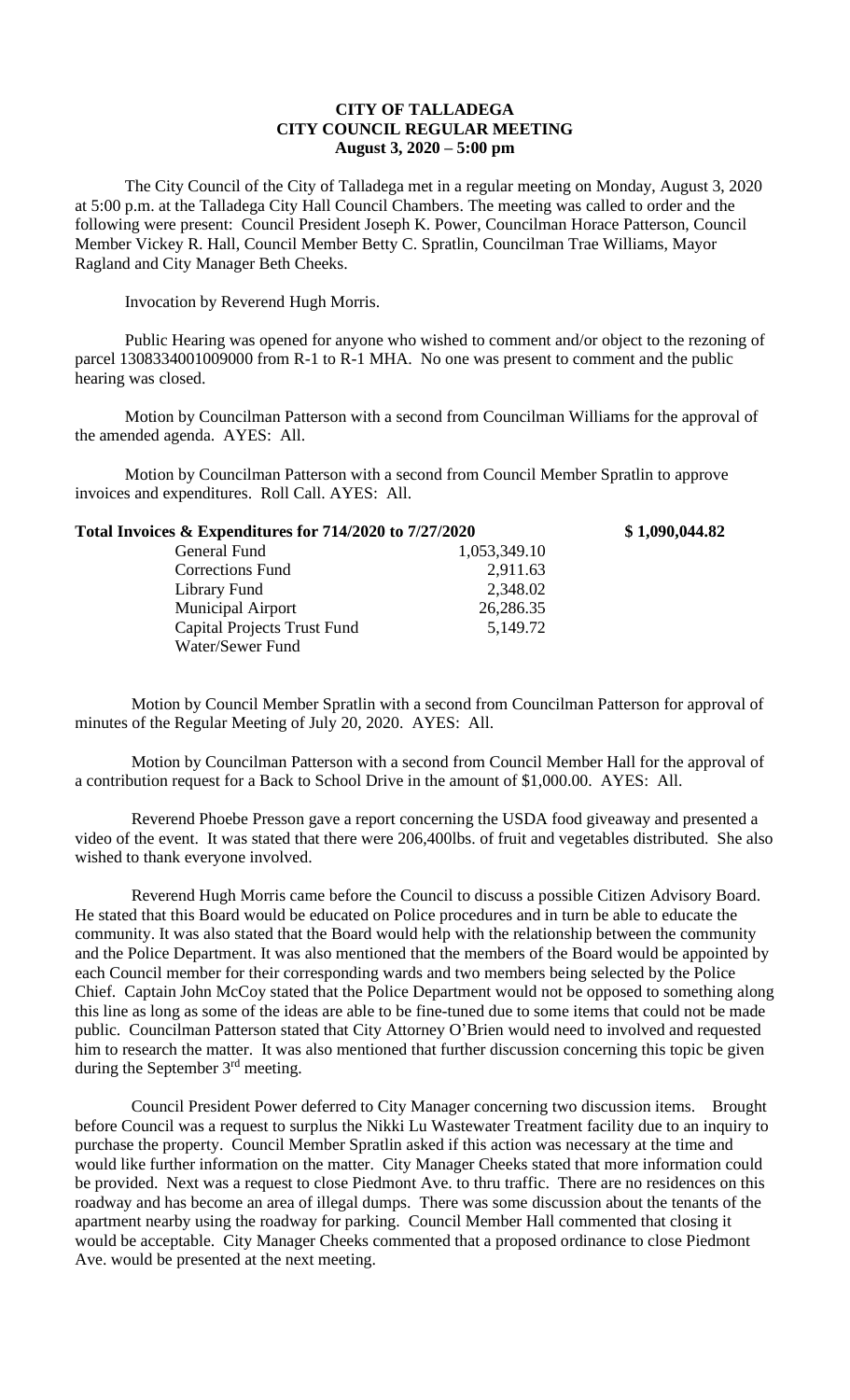**CITY OF TALLADEGA**
**CITY COUNCIL REGULAR MEETING**
**August 3, 2020 – 5:00 pm**

The City Council of the City of Talladega met in a regular meeting on Monday, August 3, 2020 at 5:00 p.m. at the Talladega City Hall Council Chambers. The meeting was called to order and the following were present: Council President Joseph K. Power, Councilman Horace Patterson, Council Member Vickey R. Hall, Council Member Betty C. Spratlin, Councilman Trae Williams, Mayor Ragland and City Manager Beth Cheeks.

Invocation by Reverend Hugh Morris.

Public Hearing was opened for anyone who wished to comment and/or object to the rezoning of parcel 1308334001009000 from R-1 to R-1 MHA. No one was present to comment and the public hearing was closed.

Motion by Councilman Patterson with a second from Councilman Williams for the approval of the amended agenda. AYES: All.

Motion by Councilman Patterson with a second from Council Member Spratlin to approve invoices and expenditures. Roll Call. AYES: All.

| **Total Invoices & Expenditures for 714/2020 to 7/27/2020** | | **$ 1,090,044.82** |
|---|---|---|
| General Fund | 1,053,349.10 | |
| Corrections Fund | 2,911.63 | |
| Library Fund | 2,348.02 | |
| Municipal Airport | 26,286.35 | |
| Capital Projects Trust Fund | 5,149.72 | |
| Water/Sewer Fund | | |

Motion by Council Member Spratlin with a second from Councilman Patterson for approval of minutes of the Regular Meeting of July 20, 2020. AYES: All.

Motion by Councilman Patterson with a second from Council Member Hall for the approval of a contribution request for a Back to School Drive in the amount of $1,000.00. AYES: All.

Reverend Phoebe Presson gave a report concerning the USDA food giveaway and presented a video of the event. It was stated that there were 206,400lbs. of fruit and vegetables distributed. She also wished to thank everyone involved.

Reverend Hugh Morris came before the Council to discuss a possible Citizen Advisory Board. He stated that this Board would be educated on Police procedures and in turn be able to educate the community. It was also stated that the Board would help with the relationship between the community and the Police Department. It was also mentioned that the members of the Board would be appointed by each Council member for their corresponding wards and two members being selected by the Police Chief. Captain John McCoy stated that the Police Department would not be opposed to something along this line as long as some of the ideas are able to be fine-tuned due to some items that could not be made public. Councilman Patterson stated that City Attorney O'Brien would need to involved and requested him to research the matter. It was also mentioned that further discussion concerning this topic be given during the September 3rd meeting.

Council President Power deferred to City Manager concerning two discussion items. Brought before Council was a request to surplus the Nikki Lu Wastewater Treatment facility due to an inquiry to purchase the property. Council Member Spratlin asked if this action was necessary at the time and would like further information on the matter. City Manager Cheeks stated that more information could be provided. Next was a request to close Piedmont Ave. to thru traffic. There are no residences on this roadway and has become an area of illegal dumps. There was some discussion about the tenants of the apartment nearby using the roadway for parking. Council Member Hall commented that closing it would be acceptable. City Manager Cheeks commented that a proposed ordinance to close Piedmont Ave. would be presented at the next meeting.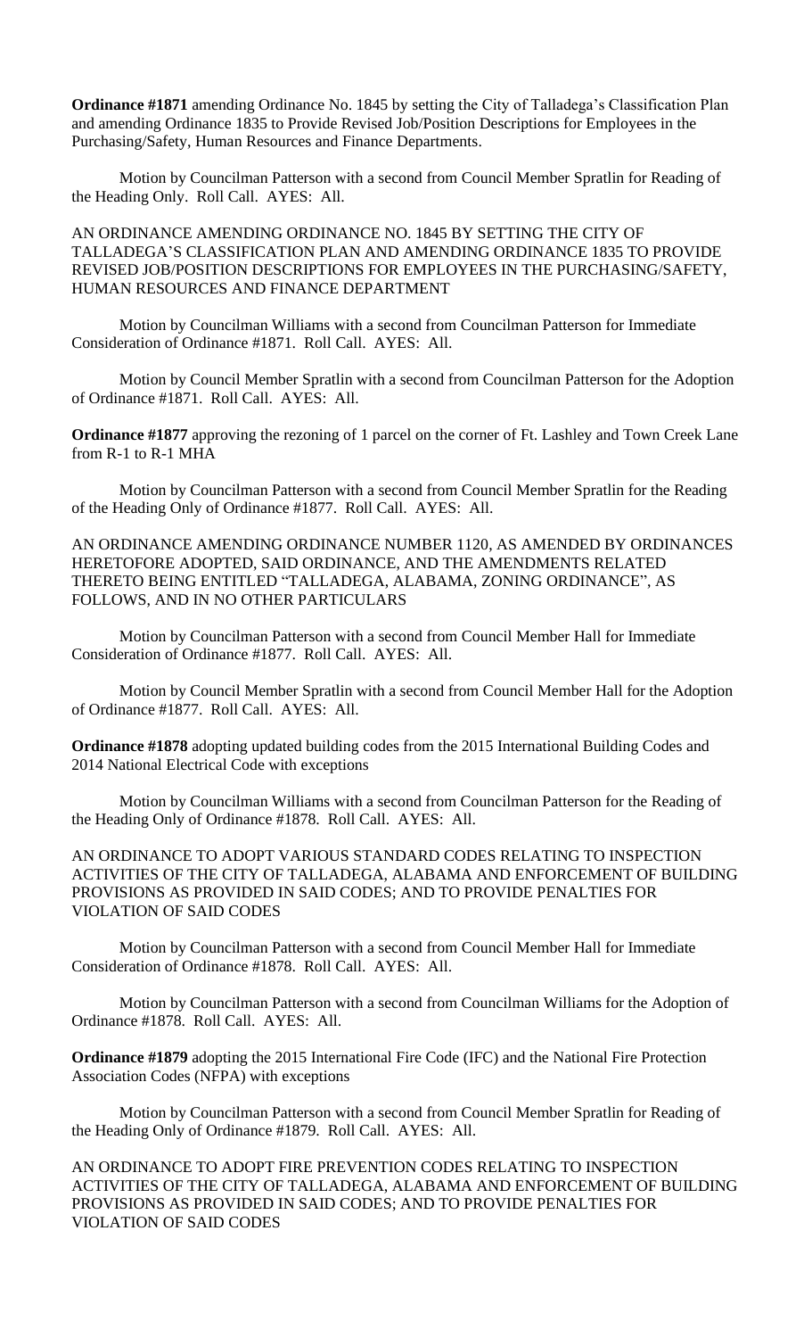**Ordinance #1871** amending Ordinance No. 1845 by setting the City of Talladega's Classification Plan and amending Ordinance 1835 to Provide Revised Job/Position Descriptions for Employees in the Purchasing/Safety, Human Resources and Finance Departments.

Motion by Councilman Patterson with a second from Council Member Spratlin for Reading of the Heading Only. Roll Call. AYES: All.

AN ORDINANCE AMENDING ORDINANCE NO. 1845 BY SETTING THE CITY OF TALLADEGA'S CLASSIFICATION PLAN AND AMENDING ORDINANCE 1835 TO PROVIDE REVISED JOB/POSITION DESCRIPTIONS FOR EMPLOYEES IN THE PURCHASING/SAFETY, HUMAN RESOURCES AND FINANCE DEPARTMENT

Motion by Councilman Williams with a second from Councilman Patterson for Immediate Consideration of Ordinance #1871. Roll Call. AYES: All.

Motion by Council Member Spratlin with a second from Councilman Patterson for the Adoption of Ordinance #1871. Roll Call. AYES: All.

**Ordinance #1877** approving the rezoning of 1 parcel on the corner of Ft. Lashley and Town Creek Lane from R-1 to R-1 MHA

Motion by Councilman Patterson with a second from Council Member Spratlin for the Reading of the Heading Only of Ordinance #1877. Roll Call. AYES: All.

AN ORDINANCE AMENDING ORDINANCE NUMBER 1120, AS AMENDED BY ORDINANCES HERETOFORE ADOPTED, SAID ORDINANCE, AND THE AMENDMENTS RELATED THERETO BEING ENTITLED "TALLADEGA, ALABAMA, ZONING ORDINANCE", AS FOLLOWS, AND IN NO OTHER PARTICULARS

Motion by Councilman Patterson with a second from Council Member Hall for Immediate Consideration of Ordinance #1877. Roll Call. AYES: All.

Motion by Council Member Spratlin with a second from Council Member Hall for the Adoption of Ordinance #1877. Roll Call. AYES: All.

**Ordinance #1878** adopting updated building codes from the 2015 International Building Codes and 2014 National Electrical Code with exceptions

Motion by Councilman Williams with a second from Councilman Patterson for the Reading of the Heading Only of Ordinance #1878. Roll Call. AYES: All.

AN ORDINANCE TO ADOPT VARIOUS STANDARD CODES RELATING TO INSPECTION ACTIVITIES OF THE CITY OF TALLADEGA, ALABAMA AND ENFORCEMENT OF BUILDING PROVISIONS AS PROVIDED IN SAID CODES; AND TO PROVIDE PENALTIES FOR VIOLATION OF SAID CODES

Motion by Councilman Patterson with a second from Council Member Hall for Immediate Consideration of Ordinance #1878. Roll Call. AYES: All.

Motion by Councilman Patterson with a second from Councilman Williams for the Adoption of Ordinance #1878. Roll Call. AYES: All.

**Ordinance #1879** adopting the 2015 International Fire Code (IFC) and the National Fire Protection Association Codes (NFPA) with exceptions

Motion by Councilman Patterson with a second from Council Member Spratlin for Reading of the Heading Only of Ordinance #1879. Roll Call. AYES: All.

AN ORDINANCE TO ADOPT FIRE PREVENTION CODES RELATING TO INSPECTION ACTIVITIES OF THE CITY OF TALLADEGA, ALABAMA AND ENFORCEMENT OF BUILDING PROVISIONS AS PROVIDED IN SAID CODES; AND TO PROVIDE PENALTIES FOR VIOLATION OF SAID CODES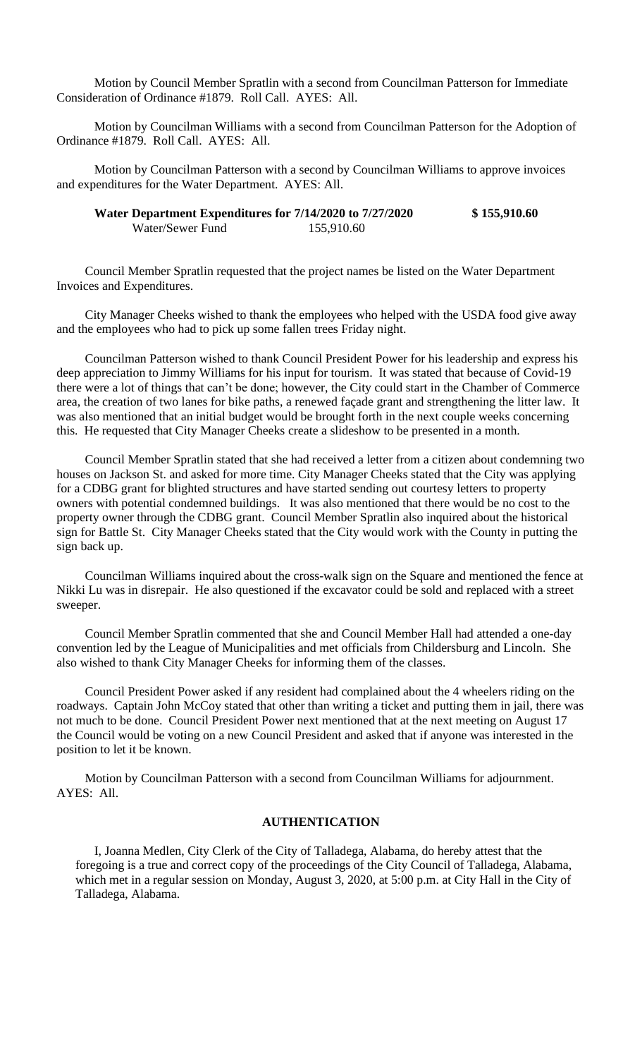Motion by Council Member Spratlin with a second from Councilman Patterson for Immediate Consideration of Ordinance #1879. Roll Call. AYES: All.

Motion by Councilman Williams with a second from Councilman Patterson for the Adoption of Ordinance #1879. Roll Call. AYES: All.

Motion by Councilman Patterson with a second by Councilman Williams to approve invoices and expenditures for the Water Department. AYES: All.

| | | |
|---|---|---|
| **Water Department Expenditures for 7/14/2020 to 7/27/2020** | | **$ 155,910.60** |
| Water/Sewer Fund | 155,910.60 | |

Council Member Spratlin requested that the project names be listed on the Water Department Invoices and Expenditures.

City Manager Cheeks wished to thank the employees who helped with the USDA food give away and the employees who had to pick up some fallen trees Friday night.

Councilman Patterson wished to thank Council President Power for his leadership and express his deep appreciation to Jimmy Williams for his input for tourism. It was stated that because of Covid-19 there were a lot of things that can't be done; however, the City could start in the Chamber of Commerce area, the creation of two lanes for bike paths, a renewed façade grant and strengthening the litter law. It was also mentioned that an initial budget would be brought forth in the next couple weeks concerning this. He requested that City Manager Cheeks create a slideshow to be presented in a month.

Council Member Spratlin stated that she had received a letter from a citizen about condemning two houses on Jackson St. and asked for more time. City Manager Cheeks stated that the City was applying for a CDBG grant for blighted structures and have started sending out courtesy letters to property owners with potential condemned buildings. It was also mentioned that there would be no cost to the property owner through the CDBG grant. Council Member Spratlin also inquired about the historical sign for Battle St. City Manager Cheeks stated that the City would work with the County in putting the sign back up.

Councilman Williams inquired about the cross-walk sign on the Square and mentioned the fence at Nikki Lu was in disrepair. He also questioned if the excavator could be sold and replaced with a street sweeper.

Council Member Spratlin commented that she and Council Member Hall had attended a one-day convention led by the League of Municipalities and met officials from Childersburg and Lincoln. She also wished to thank City Manager Cheeks for informing them of the classes.

Council President Power asked if any resident had complained about the 4 wheelers riding on the roadways. Captain John McCoy stated that other than writing a ticket and putting them in jail, there was not much to be done. Council President Power next mentioned that at the next meeting on August 17 the Council would be voting on a new Council President and asked that if anyone was interested in the position to let it be known.

Motion by Councilman Patterson with a second from Councilman Williams for adjournment. AYES: All.

## AUTHENTICATION

I, Joanna Medlen, City Clerk of the City of Talladega, Alabama, do hereby attest that the foregoing is a true and correct copy of the proceedings of the City Council of Talladega, Alabama, which met in a regular session on Monday, August 3, 2020, at 5:00 p.m. at City Hall in the City of Talladega, Alabama.